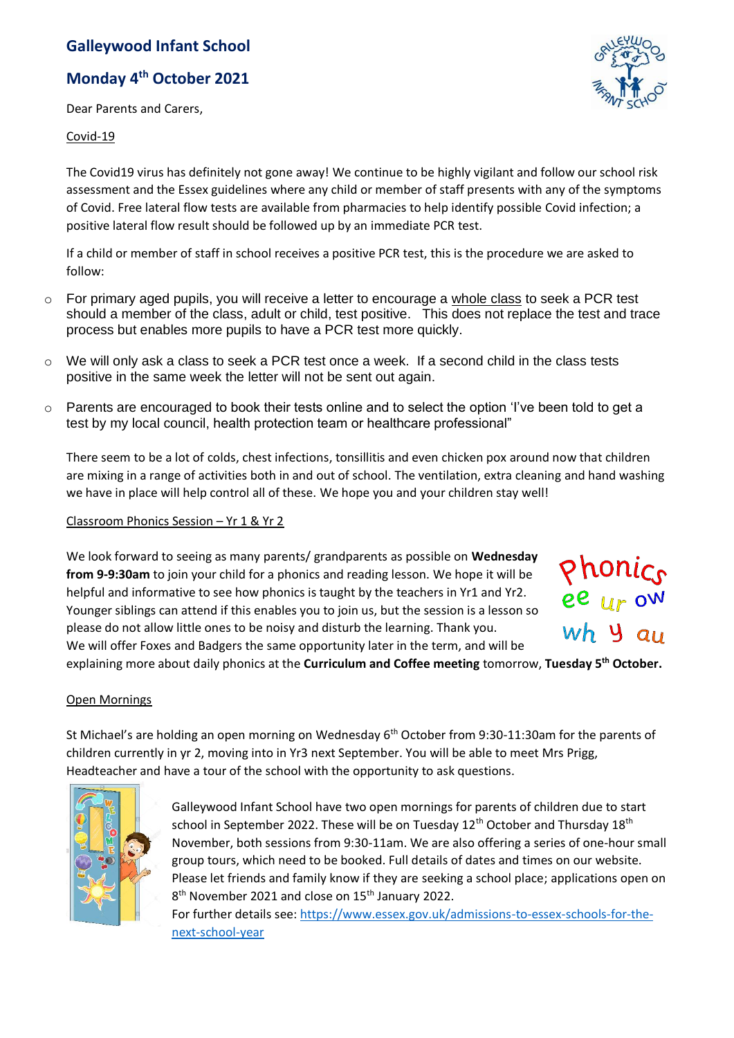# Galleywood Infant School

## Monday 4th October 2021

Dear Parents and Carers,

Covid-19

The Covid19 virus has definitely not gone away! We continue to be highly vigilant and follow our school risk assessment and the Essex guidelines where any child or member of staff presents with any of the symptoms of Covid. Free lateral flow tests are available from pharmacies to help identify possible Covid infection; a positive lateral flow result should be followed up by an immediate PCR test.

If a child or member of staff in school receives a positive PCR test, this is the procedure we are asked to follow:

- For primary aged pupils, you will receive a letter to encourage a whole class to seek a PCR test should a member of the class, adult or child, test positive. This does not replace the test and trace process but enables more pupils to have a PCR test more quickly.
- We will only ask a class to seek a PCR test once a week. If a second child in the class tests positive in the same week the letter will not be sent out again.
- Parents are encouraged to book their tests online and to select the option 'I've been told to get a test by my local council, health protection team or healthcare professional"

There seem to be a lot of colds, chest infections, tonsillitis and even chicken pox around now that children are mixing in a range of activities both in and out of school. The ventilation, extra cleaning and hand washing we have in place will help control all of these. We hope you and your children stay well!

Classroom Phonics Session – Yr 1 & Yr 2

We look forward to seeing as many parents/ grandparents as possible on **Wednesday from 9-9:30am** to join your child for a phonics and reading lesson. We hope it will be helpful and informative to see how phonics is taught by the teachers in Yr1 and Yr2. Younger siblings can attend if this enables you to join us, but the session is a lesson so please do not allow little ones to be noisy and disturb the learning. Thank you. We will offer Foxes and Badgers the same opportunity later in the term, and will be explaining more about daily phonics at the **Curriculum and Coffee meeting** tomorrow, **Tuesday 5th October.**

Open Mornings

St Michael's are holding an open morning on Wednesday 6th October from 9:30-11:30am for the parents of children currently in yr 2, moving into in Yr3 next September. You will be able to meet Mrs Prigg, Headteacher and have a tour of the school with the opportunity to ask questions.

Galleywood Infant School have two open mornings for parents of children due to start school in September 2022. These will be on Tuesday 12th October and Thursday 18th November, both sessions from 9:30-11am. We are also offering a series of one-hour small group tours, which need to be booked. Full details of dates and times on our website. Please let friends and family know if they are seeking a school place; applications open on 8th November 2021 and close on 15th January 2022.

For further details see: https://www.essex.gov.uk/admissions-to-essex-schools-for-the-next-school-year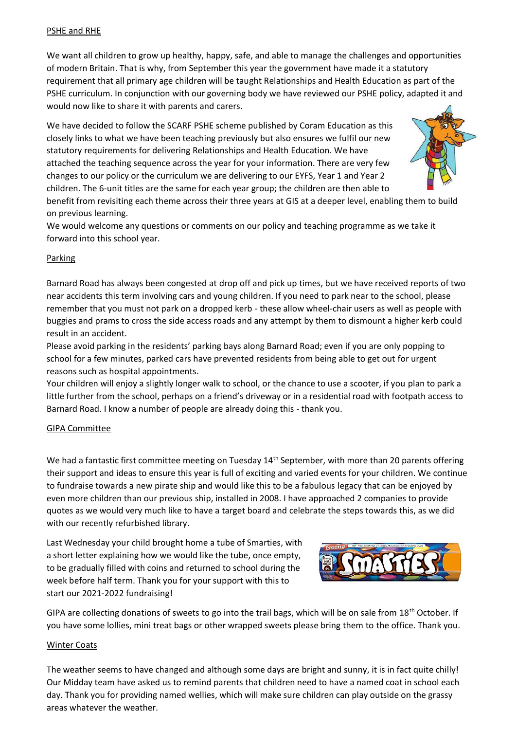## PSHE and RHE

We want all children to grow up healthy, happy, safe, and able to manage the challenges and opportunities of modern Britain. That is why, from September this year the government have made it a statutory requirement that all primary age children will be taught Relationships and Health Education as part of the PSHE curriculum. In conjunction with our governing body we have reviewed our PSHE policy, adapted it and would now like to share it with parents and carers.

We have decided to follow the SCARF PSHE scheme published by Coram Education as this closely links to what we have been teaching previously but also ensures we fulfil our new statutory requirements for delivering Relationships and Health Education. We have attached the teaching sequence across the year for your information. There are very few changes to our policy or the curriculum we are delivering to our EYFS, Year 1 and Year 2 children. The 6-unit titles are the same for each year group; the children are then able to benefit from revisiting each theme across their three years at GIS at a deeper level, enabling them to build on previous learning.

We would welcome any questions or comments on our policy and teaching programme as we take it forward into this school year.

## Parking

Barnard Road has always been congested at drop off and pick up times, but we have received reports of two near accidents this term involving cars and young children. If you need to park near to the school, please remember that you must not park on a dropped kerb - these allow wheel-chair users as well as people with buggies and prams to cross the side access roads and any attempt by them to dismount a higher kerb could result in an accident.

Please avoid parking in the residents' parking bays along Barnard Road; even if you are only popping to school for a few minutes, parked cars have prevented residents from being able to get out for urgent reasons such as hospital appointments.

Your children will enjoy a slightly longer walk to school, or the chance to use a scooter, if you plan to park a little further from the school, perhaps on a friend's driveway or in a residential road with footpath access to Barnard Road. I know a number of people are already doing this - thank you.

## GIPA Committee

We had a fantastic first committee meeting on Tuesday 14th September, with more than 20 parents offering their support and ideas to ensure this year is full of exciting and varied events for your children. We continue to fundraise towards a new pirate ship and would like this to be a fabulous legacy that can be enjoyed by even more children than our previous ship, installed in 2008. I have approached 2 companies to provide quotes as we would very much like to have a target board and celebrate the steps towards this, as we did with our recently refurbished library.

Last Wednesday your child brought home a tube of Smarties, with a short letter explaining how we would like the tube, once empty, to be gradually filled with coins and returned to school during the week before half term. Thank you for your support with this to start our 2021-2022 fundraising!

GIPA are collecting donations of sweets to go into the trail bags, which will be on sale from 18th October. If you have some lollies, mini treat bags or other wrapped sweets please bring them to the office. Thank you.

## Winter Coats

The weather seems to have changed and although some days are bright and sunny, it is in fact quite chilly! Our Midday team have asked us to remind parents that children need to have a named coat in school each day. Thank you for providing named wellies, which will make sure children can play outside on the grassy areas whatever the weather.